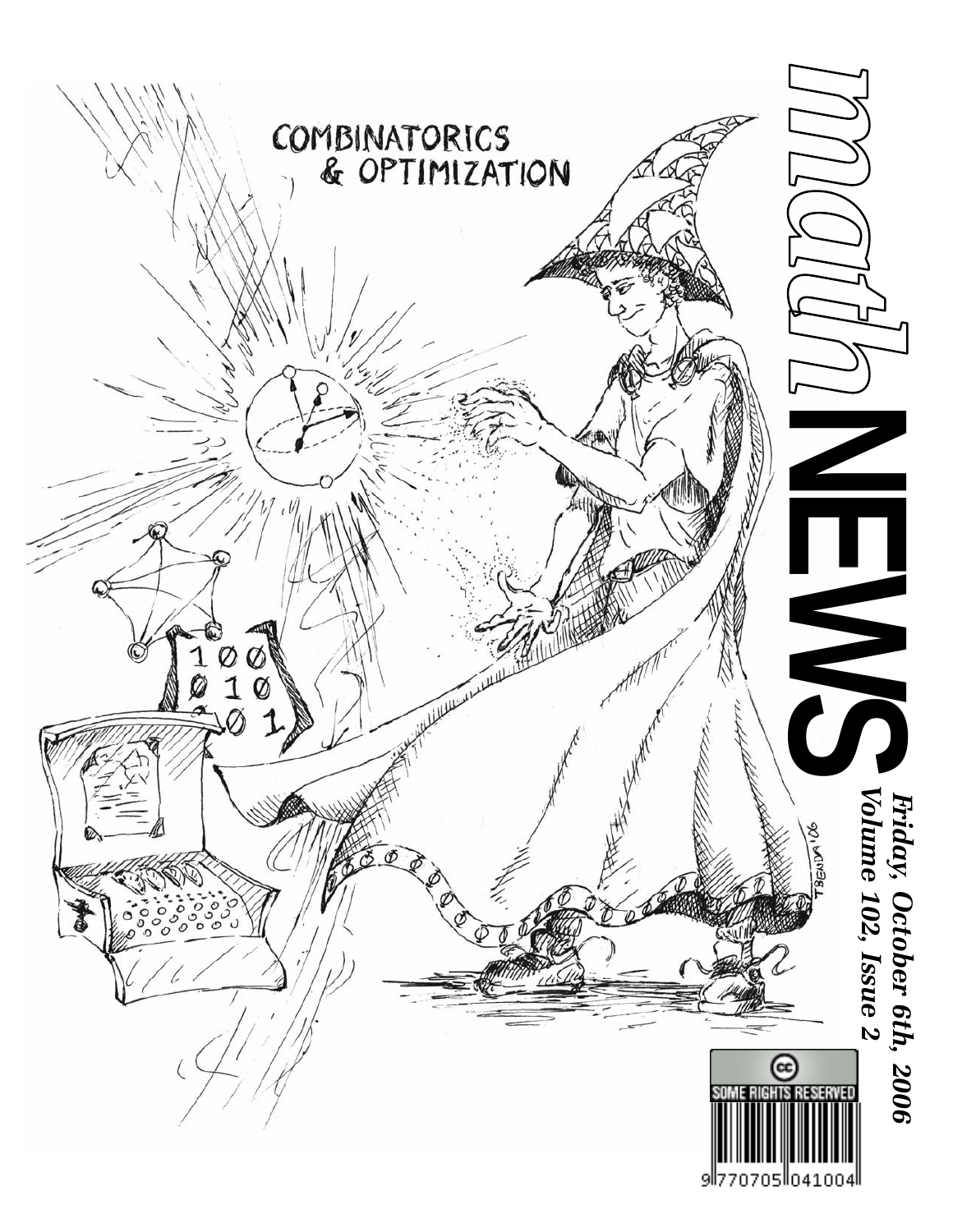# mathNEWS

COMBINATORICS & OPTIMIZATION

*Friday, October 6th, 2006*
*Volume 102, Issue 2*

SOME RIGHTS RESERVED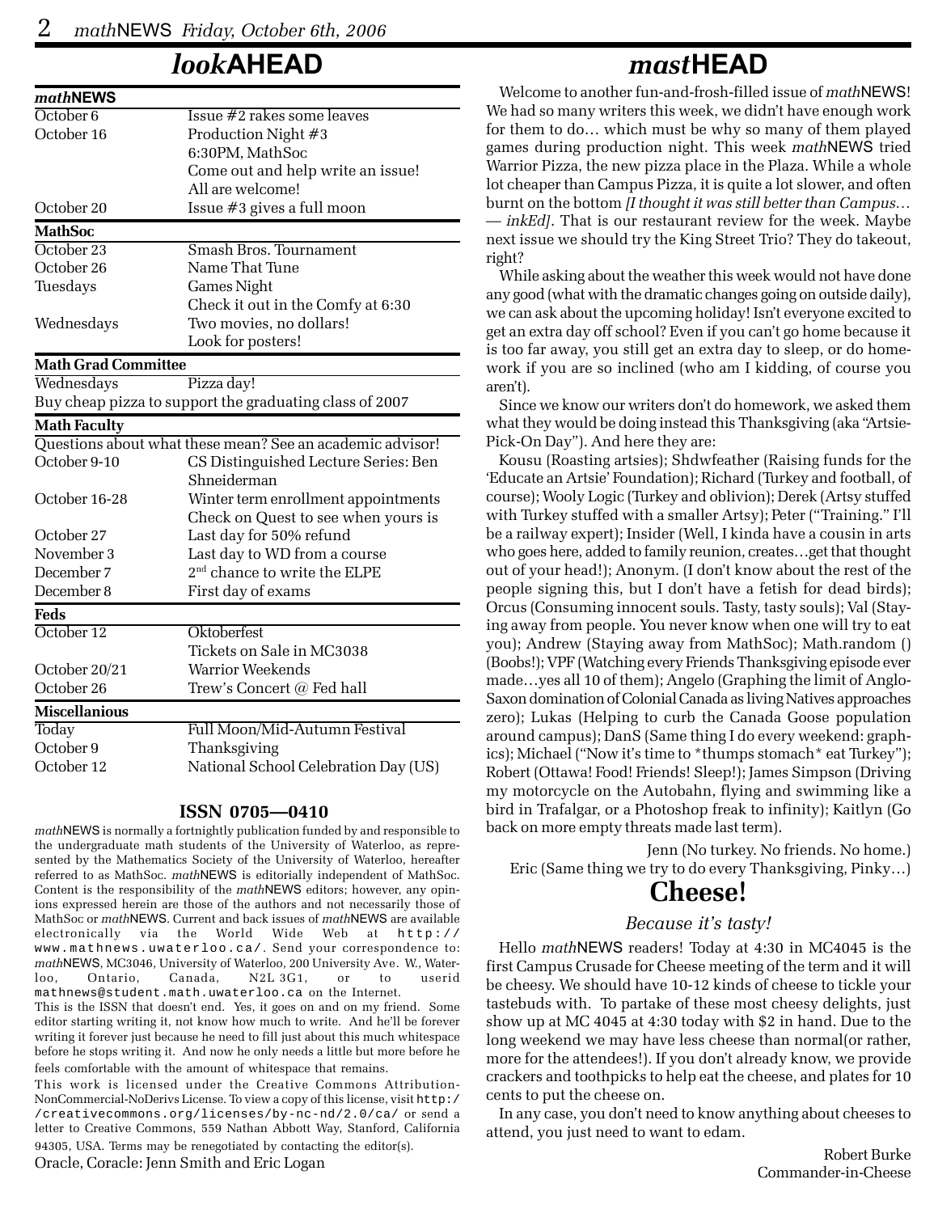## *look*AHEAD

| ***math*NEWS** | |
|---|---|
| October 6 | Issue #2 rakes some leaves |
| October 16 | Production Night #3<br>6:30PM, MathSoc<br>Come out and help write an issue!<br>All are welcome! |
| October 20 | Issue #3 gives a full moon |
| **MathSoc** | |
| October 23 | Smash Bros. Tournament |
| October 26 | Name That Tune |
| Tuesdays | Games Night<br>Check it out in the Comfy at 6:30 |
| Wednesdays | Two movies, no dollars!<br>Look for posters! |
| **Math Grad Committee** | |
| Wednesdays | Pizza day! |
| Buy cheap pizza to support the graduating class of 2007 | |
| **Math Faculty** | |
| Questions about what these mean? See an academic advisor! | |
| October 9-10 | CS Distinguished Lecture Series: Ben Shneiderman |
| October 16-28 | Winter term enrollment appointments<br>Check on Quest to see when yours is |
| October 27 | Last day for 50% refund |
| November 3 | Last day to WD from a course |
| December 7 | 2nd chance to write the ELPE |
| December 8 | First day of exams |
| **Feds** | |
| October 12 | Oktoberfest<br>Tickets on Sale in MC3038 |
| October 20/21 | Warrior Weekends |
| October 26 | Trew's Concert @ Fed hall |
| **Miscellanious** | |
| Today | Full Moon/Mid-Autumn Festival |
| October 9 | Thanksgiving |
| October 12 | National School Celebration Day (US) |

### ISSN 0705—0410

*math*NEWS is normally a fortnightly publication funded by and responsible to the undergraduate math students of the University of Waterloo, as represented by the Mathematics Society of the University of Waterloo, hereafter referred to as MathSoc. *math*NEWS is editorially independent of MathSoc. Content is the responsibility of the *math*NEWS editors; however, any opinions expressed herein are those of the authors and not necessarily those of MathSoc or *math*NEWS. Current and back issues of *math*NEWS are available electronically via the World Wide Web at http://www.mathnews.uwaterloo.ca/. Send your correspondence to: *math*NEWS, MC3046, University of Waterloo, 200 University Ave. W., Waterloo, Ontario, Canada, N2L 3G1, or to userid mathnews@student.math.uwaterloo.ca on the Internet.

This is the ISSN that doesn't end. Yes, it goes on and on my friend. Some editor starting writing it, not know how much to write. And he'll be forever writing it forever just because he need to fill just about this much whitespace before he stops writing it. And now he only needs a little but more before he feels comfortable with the amount of whitespace that remains.

This work is licensed under the Creative Commons Attribution-NonCommercial-NoDerivs License. To view a copy of this license, visit http://creativecommons.org/licenses/by-nc-nd/2.0/ca/ or send a letter to Creative Commons, 559 Nathan Abbott Way, Stanford, California 94305, USA. Terms may be renegotiated by contacting the editor(s).

Oracle, Coracle: Jenn Smith and Eric Logan

## *mast*HEAD

Welcome to another fun-and-frosh-filled issue of *math*NEWS! We had so many writers this week, we didn't have enough work for them to do… which must be why so many of them played games during production night. This week *math*NEWS tried Warrior Pizza, the new pizza place in the Plaza. While a whole lot cheaper than Campus Pizza, it is quite a lot slower, and often burnt on the bottom *[I thought it was still better than Campus… — inkEd]*. That is our restaurant review for the week. Maybe next issue we should try the King Street Trio? They do takeout, right?

While asking about the weather this week would not have done any good (what with the dramatic changes going on outside daily), we can ask about the upcoming holiday! Isn't everyone excited to get an extra day off school? Even if you can't go home because it is too far away, you still get an extra day to sleep, or do homework if you are so inclined (who am I kidding, of course you aren't).

Since we know our writers don't do homework, we asked them what they would be doing instead this Thanksgiving (aka "Artsie-Pick-On Day"). And here they are:

Kousu (Roasting artsies); Shdwfeather (Raising funds for the 'Educate an Artsie' Foundation); Richard (Turkey and football, of course); Wooly Logic (Turkey and oblivion); Derek (Artsy stuffed with Turkey stuffed with a smaller Artsy); Peter ("Training." I'll be a railway expert); Insider (Well, I kinda have a cousin in arts who goes here, added to family reunion, creates…get that thought out of your head!); Anonym. (I don't know about the rest of the people signing this, but I don't have a fetish for dead birds); Orcus (Consuming innocent souls. Tasty, tasty souls); Val (Staying away from people. You never know when one will try to eat you); Andrew (Staying away from MathSoc); Math.random () (Boobs!); VPF (Watching every Friends Thanksgiving episode ever made…yes all 10 of them); Angelo (Graphing the limit of Anglo-Saxon domination of Colonial Canada as living Natives approaches zero); Lukas (Helping to curb the Canada Goose population around campus); DanS (Same thing I do every weekend: graphics); Michael ("Now it's time to *thumps stomach* eat Turkey"); Robert (Ottawa! Food! Friends! Sleep!); James Simpson (Driving my motorcycle on the Autobahn, flying and swimming like a bird in Trafalgar, or a Photoshop freak to infinity); Kaitlyn (Go back on more empty threats made last term).

Jenn (No turkey. No friends. No home.)
Eric (Same thing we try to do every Thanksgiving, Pinky…)

## Cheese!

*Because it's tasty!*

Hello *math*NEWS readers! Today at 4:30 in MC4045 is the first Campus Crusade for Cheese meeting of the term and it will be cheesy. We should have 10-12 kinds of cheese to tickle your tastebuds with. To partake of these most cheesy delights, just show up at MC 4045 at 4:30 today with $2 in hand. Due to the long weekend we may have less cheese than normal(or rather, more for the attendees!). If you don't already know, we provide crackers and toothpicks to help eat the cheese, and plates for 10 cents to put the cheese on.

In any case, you don't need to know anything about cheeses to attend, you just need to want to edam.

Robert Burke
Commander-in-Cheese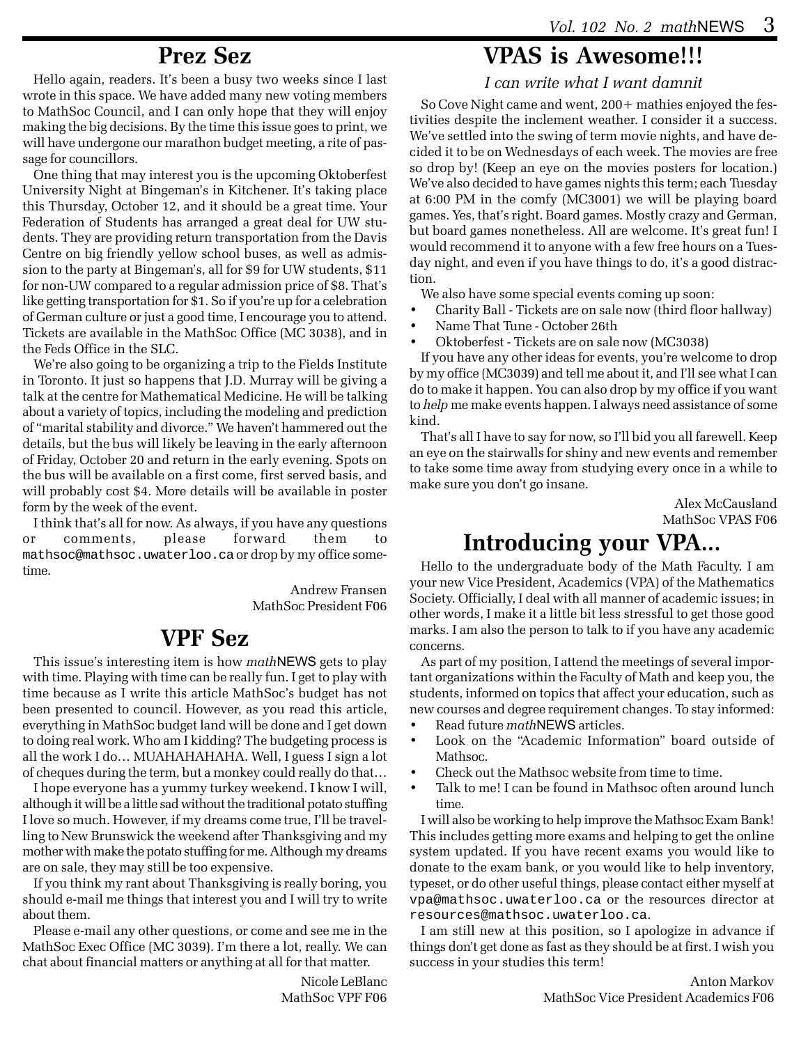## Prez Sez

Hello again, readers. It's been a busy two weeks since I last wrote in this space. We have added many new voting members to MathSoc Council, and I can only hope that they will enjoy making the big decisions. By the time this issue goes to print, we will have undergone our marathon budget meeting, a rite of passage for councillors.

One thing that may interest you is the upcoming Oktoberfest University Night at Bingeman's in Kitchener. It's taking place this Thursday, October 12, and it should be a great time. Your Federation of Students has arranged a great deal for UW students. They are providing return transportation from the Davis Centre on big friendly yellow school buses, as well as admission to the party at Bingeman's, all for $9 for UW students, $11 for non-UW compared to a regular admission price of $8. That's like getting transportation for $1. So if you're up for a celebration of German culture or just a good time, I encourage you to attend. Tickets are available in the MathSoc Office (MC 3038), and in the Feds Office in the SLC.

We're also going to be organizing a trip to the Fields Institute in Toronto. It just so happens that J.D. Murray will be giving a talk at the centre for Mathematical Medicine. He will be talking about a variety of topics, including the modeling and prediction of "marital stability and divorce." We haven't hammered out the details, but the bus will likely be leaving in the early afternoon of Friday, October 20 and return in the early evening. Spots on the bus will be available on a first come, first served basis, and will probably cost $4. More details will be available in poster form by the week of the event.

I think that's all for now. As always, if you have any questions or comments, please forward them to `mathsoc@mathsoc.uwaterloo.ca` or drop by my office sometime.

Andrew Fransen
MathSoc President F06

## VPF Sez

This issue's interesting item is how *math*NEWS gets to play with time. Playing with time can be really fun. I get to play with time because as I write this article MathSoc's budget has not been presented to council. However, as you read this article, everything in MathSoc budget land will be done and I get down to doing real work. Who am I kidding? The budgeting process is all the work I do… MUAHAHAHAHA. Well, I guess I sign a lot of cheques during the term, but a monkey could really do that…

I hope everyone has a yummy turkey weekend. I know I will, although it will be a little sad without the traditional potato stuffing I love so much. However, if my dreams come true, I'll be travelling to New Brunswick the weekend after Thanksgiving and my mother with make the potato stuffing for me. Although my dreams are on sale, they may still be too expensive.

If you think my rant about Thanksgiving is really boring, you should e-mail me things that interest you and I will try to write about them.

Please e-mail any other questions, or come and see me in the MathSoc Exec Office (MC 3039). I'm there a lot, really. We can chat about financial matters or anything at all for that matter.

Nicole LeBlanc
MathSoc VPF F06

## VPAS is Awesome!!!

*I can write what I want damnit*

So Cove Night came and went, 200+ mathies enjoyed the festivities despite the inclement weather. I consider it a success. We've settled into the swing of term movie nights, and have decided it to be on Wednesdays of each week. The movies are free so drop by! (Keep an eye on the movies posters for location.) We've also decided to have games nights this term; each Tuesday at 6:00 PM in the comfy (MC3001) we will be playing board games. Yes, that's right. Board games. Mostly crazy and German, but board games nonetheless. All are welcome. It's great fun! I would recommend it to anyone with a few free hours on a Tuesday night, and even if you have things to do, it's a good distraction.

We also have some special events coming up soon:

- Charity Ball - Tickets are on sale now (third floor hallway)
- Name That Tune - October 26th
- Oktoberfest - Tickets are on sale now (MC3038)

If you have any other ideas for events, you're welcome to drop by my office (MC3039) and tell me about it, and I'll see what I can do to make it happen. You can also drop by my office if you want to *help* me make events happen. I always need assistance of some kind.

That's all I have to say for now, so I'll bid you all farewell. Keep an eye on the stairwalls for shiny and new events and remember to take some time away from studying every once in a while to make sure you don't go insane.

Alex McCausland
MathSoc VPAS F06

## Introducing your VPA...

Hello to the undergraduate body of the Math Faculty. I am your new Vice President, Academics (VPA) of the Mathematics Society. Officially, I deal with all manner of academic issues; in other words, I make it a little bit less stressful to get those good marks. I am also the person to talk to if you have any academic concerns.

As part of my position, I attend the meetings of several important organizations within the Faculty of Math and keep you, the students, informed on topics that affect your education, such as new courses and degree requirement changes. To stay informed:

- Read future *math*NEWS articles.
- Look on the "Academic Information" board outside of Mathsoc.
- Check out the Mathsoc website from time to time.
- Talk to me! I can be found in Mathsoc often around lunch time.

I will also be working to help improve the Mathsoc Exam Bank! This includes getting more exams and helping to get the online system updated. If you have recent exams you would like to donate to the exam bank, or you would like to help inventory, typeset, or do other useful things, please contact either myself at `vpa@mathsoc.uwaterloo.ca` or the resources director at `resources@mathsoc.uwaterloo.ca`.

I am still new at this position, so I apologize in advance if things don't get done as fast as they should be at first. I wish you success in your studies this term!

Anton Markov
MathSoc Vice President Academics F06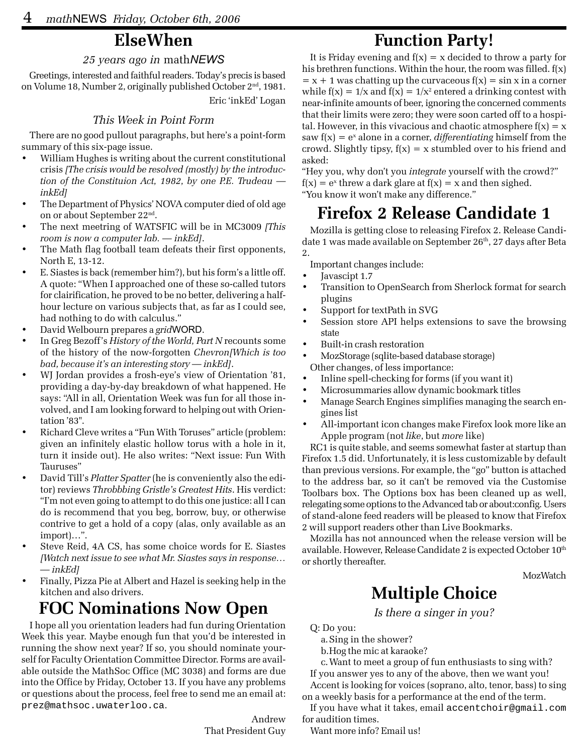# ElseWhen

*25 years ago in mathNEWS*

Greetings, interested and faithful readers. Today's precis is based on Volume 18, Number 2, originally published October 2nd, 1981.

Eric 'inkEd' Logan

### This Week in Point Form

There are no good pullout paragraphs, but here's a point-form summary of this six-page issue.

- William Hughes is writing about the current constitutional crisis *[The crisis would be resolved (mostly) by the introduction of the Constituion Act, 1982, by one P.E. Trudeau — inkEd]*
- The Department of Physics' NOVA computer died of old age on or about September 22nd.
- The next meetring of WATSFIC will be in MC3009 *[This room is now a computer lab. — inkEd]*.
- The Math flag football team defeats their first opponents, North E, 13-12.
- E. Siastes is back (remember him?), but his form's a little off. A quote: "When I approached one of these so-called tutors for clairification, he proved to be no better, delivering a half-hour lecture on various subjects that, as far as I could see, had nothing to do with calculus."
- David Welbourn prepares a *grid*WORD.
- In Greg Bezoff's *History of the World, Part N* recounts some of the history of the now-forgotten *Chevron[Which is too bad, because it's an interesting story — inkEd]*.
- WJ Jordan provides a frosh-eye's view of Orientation '81, providing a day-by-day breakdown of what happened. He says: "All in all, Orientation Week was fun for all those involved, and I am looking forward to helping out with Orientation '83".
- Richard Cleve writes a "Fun With Toruses" article (problem: given an infinitely elastic hollow torus with a hole in it, turn it inside out). He also writes: "Next issue: Fun With Tauruses"
- David Till's *Platter Spatter* (he is conveniently also the editor) reviews *Throbbbing Gristle's Greatest Hits*. His verdict: "I'm not even going to attempt to do this one justice: all I can do is recommend that you beg, borrow, buy, or otherwise contrive to get a hold of a copy (alas, only available as an import)…".
- Steve Reid, 4A CS, has some choice words for E. Siastes *[Watch next issue to see what Mr. Siastes says in response… — inkEd]*
- Finally, Pizza Pie at Albert and Hazel is seeking help in the kitchen and also drivers.

# FOC Nominations Now Open

I hope all you orientation leaders had fun during Orientation Week this year. Maybe enough fun that you'd be interested in running the show next year? If so, you should nominate yourself for Faculty Orientation Committee Director. Forms are available outside the MathSoc Office (MC 3038) and forms are due into the Office by Friday, October 13. If you have any problems or questions about the process, feel free to send me an email at: `prez@mathsoc.uwaterloo.ca`.

Andrew
That President Guy

# Function Party!

It is Friday evening and $f(x) = x$ decided to throw a party for his brethren functions. Within the hour, the room was filled. $f(x) = x + 1$ was chatting up the curvaceous $f(x) = \sin x$ in a corner while $f(x) = 1/x$ and $f(x) = 1/x^2$ entered a drinking contest with near-infinite amounts of beer, ignoring the concerned comments that their limits were zero; they were soon carted off to a hospital. However, in this vivacious and chaotic atmosphere $f(x) = x$ saw $f(x) = e^x$ alone in a corner, *differentiating* himself from the crowd. Slightly tipsy, $f(x) = x$ stumbled over to his friend and asked:

"Hey you, why don't you *integrate* yourself with the crowd?"

$f(x) = e^x$ threw a dark glare at $f(x) = x$ and then sighed.

"You know it won't make any difference."

# Firefox 2 Release Candidate 1

Mozilla is getting close to releasing Firefox 2. Release Candidate 1 was made available on September 26th, 27 days after Beta 2.

Important changes include:

- Javascipt 1.7
- Transition to OpenSearch from Sherlock format for search plugins
- Support for textPath in SVG
- Session store API helps extensions to save the browsing state
- Built-in crash restoration
- MozStorage (sqlite-based database storage)

Other changes, of less importance:

- Inline spell-checking for forms (if you want it)
- Microsummaries allow dynamic bookmark titles
- Manage Search Engines simplifies managing the search engines list
- All-important icon changes make Firefox look more like an Apple program (not *like*, but *more* like)

RC1 is quite stable, and seems somewhat faster at startup than Firefox 1.5 did. Unfortunately, it is less customizable by default than previous versions. For example, the "go" button is attached to the address bar, so it can't be removed via the Customise Toolbars box. The Options box has been cleaned up as well, relegating some options to the Advanced tab or about:config. Users of stand-alone feed readers will be pleased to know that Firefox 2 will support readers other than Live Bookmarks.

Mozilla has not announced when the release version will be available. However, Release Candidate 2 is expected October 10th or shortly thereafter.

MozWatch

# Multiple Choice

*Is there a singer in you?*

Q: Do you:

a. Sing in the shower?
b. Hog the mic at karaoke?
c. Want to meet a group of fun enthusiasts to sing with?

If you answer yes to any of the above, then we want you!

Accent is looking for voices (soprano, alto, tenor, bass) to sing on a weekly basis for a performance at the end of the term.

If you have what it takes, email `accentchoir@gmail.com` for audition times.

Want more info? Email us!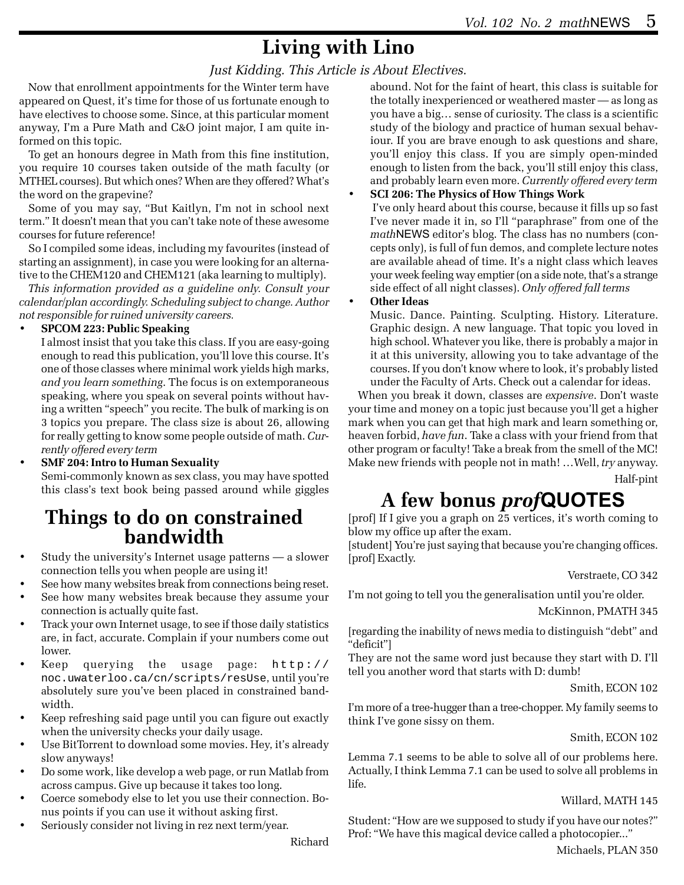# Living with Lino

*Just Kidding. This Article is About Electives.*

Now that enrollment appointments for the Winter term have appeared on Quest, it's time for those of us fortunate enough to have electives to choose some. Since, at this particular moment anyway, I'm a Pure Math and C&O joint major, I am quite informed on this topic.

To get an honours degree in Math from this fine institution, you require 10 courses taken outside of the math faculty (or MTHEL courses). But which ones? When are they offered? What's the word on the grapevine?

Some of you may say, "But Kaitlyn, I'm not in school next term." It doesn't mean that you can't take note of these awesome courses for future reference!

So I compiled some ideas, including my favourites (instead of starting an assignment), in case you were looking for an alternative to the CHEM120 and CHEM121 (aka learning to multiply).

*This information provided as a guideline only. Consult your calendar/plan accordingly. Scheduling subject to change. Author not responsible for ruined university careers.*

- **SPCOM 223: Public Speaking**
  I almost insist that you take this class. If you are easy-going enough to read this publication, you'll love this course. It's one of those classes where minimal work yields high marks, *and you learn something*. The focus is on extemporaneous speaking, where you speak on several points without having a written "speech" you recite. The bulk of marking is on 3 topics you prepare. The class size is about 26, allowing for really getting to know some people outside of math. *Currently offered every term*
- **SMF 204: Intro to Human Sexuality**
  Semi-commonly known as sex class, you may have spotted this class's text book being passed around while giggles abound. Not for the faint of heart, this class is suitable for the totally inexperienced or weathered master — as long as you have a big… sense of curiosity. The class is a scientific study of the biology and practice of human sexual behaviour. If you are brave enough to ask questions and share, you'll enjoy this class. If you are simply open-minded enough to listen from the back, you'll still enjoy this class, and probably learn even more. *Currently offered every term*
- **SCI 206: The Physics of How Things Work**
  I've only heard about this course, because it fills up so fast I've never made it in, so I'll "paraphrase" from one of the *math*NEWS editor's blog. The class has no numbers (concepts only), is full of fun demos, and complete lecture notes are available ahead of time. It's a night class which leaves your week feeling way emptier (on a side note, that's a strange side effect of all night classes). *Only offered fall terms*
- **Other Ideas**
  Music. Dance. Painting. Sculpting. History. Literature. Graphic design. A new language. That topic you loved in high school. Whatever you like, there is probably a major in it at this university, allowing you to take advantage of the courses. If you don't know where to look, it's probably listed under the Faculty of Arts. Check out a calendar for ideas.

When you break it down, classes are *expensive*. Don't waste your time and money on a topic just because you'll get a higher mark when you can get that high mark and learn something or, heaven forbid, *have fun*. Take a class with your friend from that other program or faculty! Take a break from the smell of the MC! Make new friends with people not in math! …Well, *try* anyway.

Half-pint

# Things to do on constrained bandwidth

- Study the university's Internet usage patterns — a slower connection tells you when people are using it!
- See how many websites break from connections being reset.
- See how many websites break because they assume your connection is actually quite fast.
- Track your own Internet usage, to see if those daily statistics are, in fact, accurate. Complain if your numbers come out lower.
- Keep querying the usage page: `http://noc.uwaterloo.ca/cn/scripts/resUse`, until you're absolutely sure you've been placed in constrained bandwidth.
- Keep refreshing said page until you can figure out exactly when the university checks your daily usage.
- Use BitTorrent to download some movies. Hey, it's already slow anyways!
- Do some work, like develop a web page, or run Matlab from across campus. Give up because it takes too long.
- Coerce somebody else to let you use their connection. Bonus points if you can use it without asking first.
- Seriously consider not living in rez next term/year.

Richard

# A few bonus *prof*QUOTES

[prof] If I give you a graph on 25 vertices, it's worth coming to blow my office up after the exam.
[student] You're just saying that because you're changing offices.
[prof] Exactly.

Verstraete, CO 342

I'm not going to tell you the generalisation until you're older.

McKinnon, PMATH 345

[regarding the inability of news media to distinguish "debt" and "deficit"]
They are not the same word just because they start with D. I'll tell you another word that starts with D: dumb!

Smith, ECON 102

I'm more of a tree-hugger than a tree-chopper. My family seems to think I've gone sissy on them.

Smith, ECON 102

Lemma 7.1 seems to be able to solve all of our problems here. Actually, I think Lemma 7.1 can be used to solve all problems in life.

Willard, MATH 145

Student: "How are we supposed to study if you have our notes?"
Prof: "We have this magical device called a photocopier..."

Michaels, PLAN 350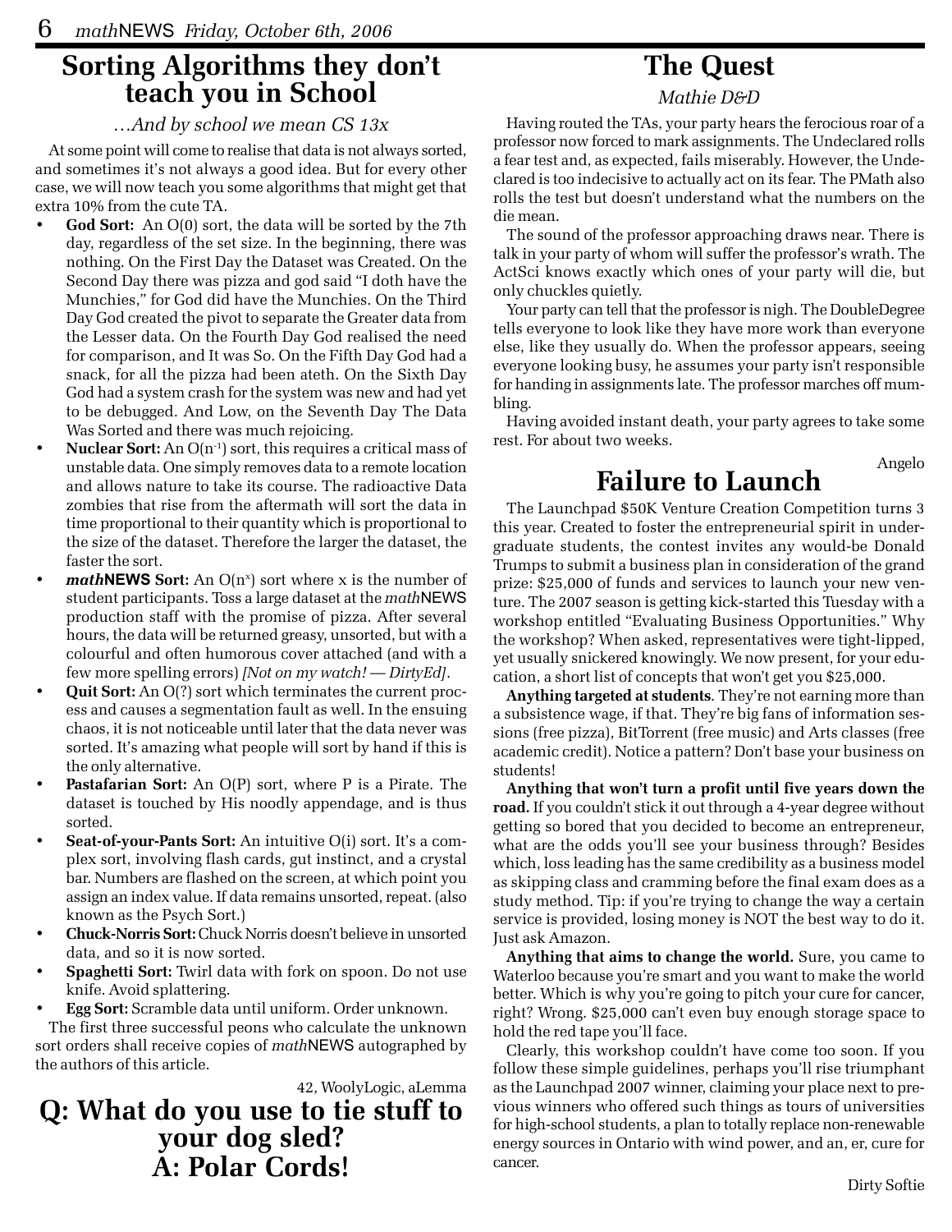## Sorting Algorithms they don't teach you in School

*…And by school we mean CS 13x*

At some point will come to realise that data is not always sorted, and sometimes it's not always a good idea. But for every other case, we will now teach you some algorithms that might get that extra 10% from the cute TA.

- **God Sort:** An O(0) sort, the data will be sorted by the 7th day, regardless of the set size. In the beginning, there was nothing. On the First Day the Dataset was Created. On the Second Day there was pizza and god said "I doth have the Munchies," for God did have the Munchies. On the Third Day God created the pivot to separate the Greater data from the Lesser data. On the Fourth Day God realised the need for comparison, and It was So. On the Fifth Day God had a snack, for all the pizza had been ateth. On the Sixth Day God had a system crash for the system was new and had yet to be debugged. And Low, on the Seventh Day The Data Was Sorted and there was much rejoicing.
- **Nuclear Sort:** An $O(n^{-1})$ sort, this requires a critical mass of unstable data. One simply removes data to a remote location and allows nature to take its course. The radioactive Data zombies that rise from the aftermath will sort the data in time proportional to their quantity which is proportional to the size of the dataset. Therefore the larger the dataset, the faster the sort.
- ***math*NEWS Sort:** An $O(n^x)$ sort where x is the number of student participants. Toss a large dataset at the *math*NEWS production staff with the promise of pizza. After several hours, the data will be returned greasy, unsorted, but with a colourful and often humorous cover attached (and with a few more spelling errors) *[Not on my watch! — DirtyEd]*.
- **Quit Sort:** An O(?) sort which terminates the current process and causes a segmentation fault as well. In the ensuing chaos, it is not noticeable until later that the data never was sorted. It's amazing what people will sort by hand if this is the only alternative.
- **Pastafarian Sort:** An O(P) sort, where P is a Pirate. The dataset is touched by His noodly appendage, and is thus sorted.
- **Seat-of-your-Pants Sort:** An intuitive O(i) sort. It's a complex sort, involving flash cards, gut instinct, and a crystal bar. Numbers are flashed on the screen, at which point you assign an index value. If data remains unsorted, repeat. (also known as the Psych Sort.)
- **Chuck-Norris Sort:** Chuck Norris doesn't believe in unsorted data, and so it is now sorted.
- **Spaghetti Sort:** Twirl data with fork on spoon. Do not use knife. Avoid splattering.
- **Egg Sort:** Scramble data until uniform. Order unknown.

The first three successful peons who calculate the unknown sort orders shall receive copies of *math*NEWS autographed by the authors of this article.

42, WoolyLogic, aLemma

## Q: What do you use to tie stuff to your dog sled? A: Polar Cords!

## The Quest

*Mathie D&D*

Having routed the TAs, your party hears the ferocious roar of a professor now forced to mark assignments. The Undeclared rolls a fear test and, as expected, fails miserably. However, the Undeclared is too indecisive to actually act on its fear. The PMath also rolls the test but doesn't understand what the numbers on the die mean.

The sound of the professor approaching draws near. There is talk in your party of whom will suffer the professor's wrath. The ActSci knows exactly which ones of your party will die, but only chuckles quietly.

Your party can tell that the professor is nigh. The DoubleDegree tells everyone to look like they have more work than everyone else, like they usually do. When the professor appears, seeing everyone looking busy, he assumes your party isn't responsible for handing in assignments late. The professor marches off mumbling.

Having avoided instant death, your party agrees to take some rest. For about two weeks.

Angelo

## Failure to Launch

The Launchpad $50K Venture Creation Competition turns 3 this year. Created to foster the entrepreneurial spirit in undergraduate students, the contest invites any would-be Donald Trumps to submit a business plan in consideration of the grand prize: $25,000 of funds and services to launch your new venture. The 2007 season is getting kick-started this Tuesday with a workshop entitled "Evaluating Business Opportunities." Why the workshop? When asked, representatives were tight-lipped, yet usually snickered knowingly. We now present, for your education, a short list of concepts that won't get you $25,000.

**Anything targeted at students**. They're not earning more than a subsistence wage, if that. They're big fans of information sessions (free pizza), BitTorrent (free music) and Arts classes (free academic credit). Notice a pattern? Don't base your business on students!

**Anything that won't turn a profit until five years down the road.** If you couldn't stick it out through a 4-year degree without getting so bored that you decided to become an entrepreneur, what are the odds you'll see your business through? Besides which, loss leading has the same credibility as a business model as skipping class and cramming before the final exam does as a study method. Tip: if you're trying to change the way a certain service is provided, losing money is NOT the best way to do it. Just ask Amazon.

**Anything that aims to change the world.** Sure, you came to Waterloo because you're smart and you want to make the world better. Which is why you're going to pitch your cure for cancer, right? Wrong. $25,000 can't even buy enough storage space to hold the red tape you'll face.

Clearly, this workshop couldn't have come too soon. If you follow these simple guidelines, perhaps you'll rise triumphant as the Launchpad 2007 winner, claiming your place next to previous winners who offered such things as tours of universities for high-school students, a plan to totally replace non-renewable energy sources in Ontario with wind power, and an, er, cure for cancer.

Dirty Softie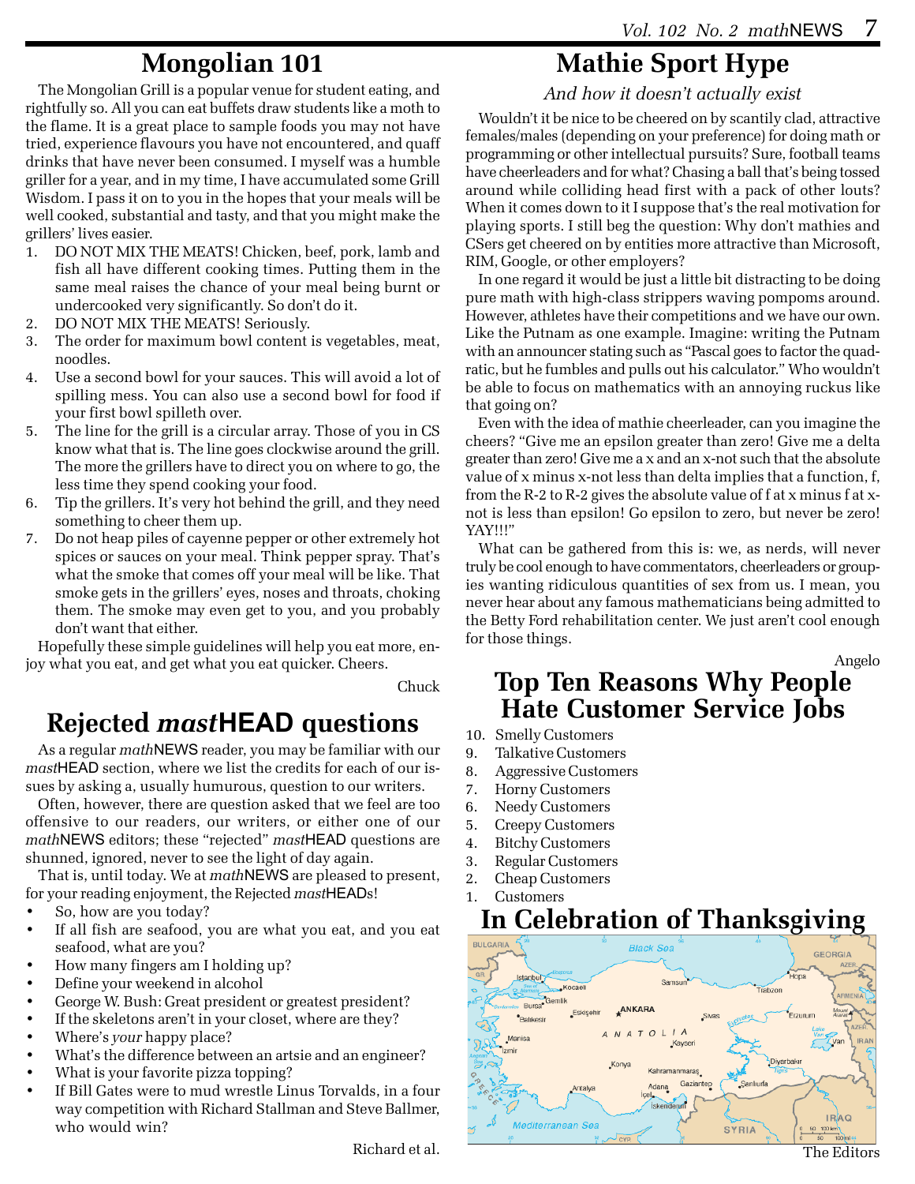## Mongolian 101

The Mongolian Grill is a popular venue for student eating, and rightfully so. All you can eat buffets draw students like a moth to the flame. It is a great place to sample foods you may not have tried, experience flavours you have not encountered, and quaff drinks that have never been consumed. I myself was a humble griller for a year, and in my time, I have accumulated some Grill Wisdom. I pass it on to you in the hopes that your meals will be well cooked, substantial and tasty, and that you might make the grillers' lives easier.

1. DO NOT MIX THE MEATS! Chicken, beef, pork, lamb and fish all have different cooking times. Putting them in the same meal raises the chance of your meal being burnt or undercooked very significantly. So don't do it.
2. DO NOT MIX THE MEATS! Seriously.
3. The order for maximum bowl content is vegetables, meat, noodles.
4. Use a second bowl for your sauces. This will avoid a lot of spilling mess. You can also use a second bowl for food if your first bowl spilleth over.
5. The line for the grill is a circular array. Those of you in CS know what that is. The line goes clockwise around the grill. The more the grillers have to direct you on where to go, the less time they spend cooking your food.
6. Tip the grillers. It's very hot behind the grill, and they need something to cheer them up.
7. Do not heap piles of cayenne pepper or other extremely hot spices or sauces on your meal. Think pepper spray. That's what the smoke that comes off your meal will be like. That smoke gets in the grillers' eyes, noses and throats, choking them. The smoke may even get to you, and you probably don't want that either.

Hopefully these simple guidelines will help you eat more, enjoy what you eat, and get what you eat quicker. Cheers.

Chuck

## Rejected *mast*HEAD questions

As a regular *math*NEWS reader, you may be familiar with our *mast*HEAD section, where we list the credits for each of our issues by asking a, usually humurous, question to our writers.

Often, however, there are question asked that we feel are too offensive to our readers, our writers, or either one of our *math*NEWS editors; these "rejected" *mast*HEAD questions are shunned, ignored, never to see the light of day again.

That is, until today. We at *math*NEWS are pleased to present, for your reading enjoyment, the Rejected *mast*HEADs!

- So, how are you today?
- If all fish are seafood, you are what you eat, and you eat seafood, what are you?
- How many fingers am I holding up?
- Define your weekend in alcohol
- George W. Bush: Great president or greatest president?
- If the skeletons aren't in your closet, where are they?
- Where's *your* happy place?
- What's the difference between an artsie and an engineer?
- What is your favorite pizza topping?
- If Bill Gates were to mud wrestle Linus Torvalds, in a four way competition with Richard Stallman and Steve Ballmer, who would win?

Richard et al.

## Mathie Sport Hype

*And how it doesn't actually exist*

Wouldn't it be nice to be cheered on by scantily clad, attractive females/males (depending on your preference) for doing math or programming or other intellectual pursuits? Sure, football teams have cheerleaders and for what? Chasing a ball that's being tossed around while colliding head first with a pack of other louts? When it comes down to it I suppose that's the real motivation for playing sports. I still beg the question: Why don't mathies and CSers get cheered on by entities more attractive than Microsoft, RIM, Google, or other employers?

In one regard it would be just a little bit distracting to be doing pure math with high-class strippers waving pompoms around. However, athletes have their competitions and we have our own. Like the Putnam as one example. Imagine: writing the Putnam with an announcer stating such as "Pascal goes to factor the quadratic, but he fumbles and pulls out his calculator." Who wouldn't be able to focus on mathematics with an annoying ruckus like that going on?

Even with the idea of mathie cheerleader, can you imagine the cheers? "Give me an epsilon greater than zero! Give me a delta greater than zero! Give me a x and an x-not such that the absolute value of x minus x-not less than delta implies that a function, f, from the R-2 to R-2 gives the absolute value of f at x minus f at x-not is less than epsilon! Go epsilon to zero, but never be zero! YAY!!!"

What can be gathered from this is: we, as nerds, will never truly be cool enough to have commentators, cheerleaders or groupies wanting ridiculous quantities of sex from us. I mean, you never hear about any famous mathematicians being admitted to the Betty Ford rehabilitation center. We just aren't cool enough for those things.

Angelo

## Top Ten Reasons Why People Hate Customer Service Jobs

10. Smelly Customers
9. Talkative Customers
8. Aggressive Customers
7. Horny Customers
6. Needy Customers
5. Creepy Customers
4. Bitchy Customers
3. Regular Customers
2. Cheap Customers
1. Customers

## In Celebration of Thanksgiving

The Editors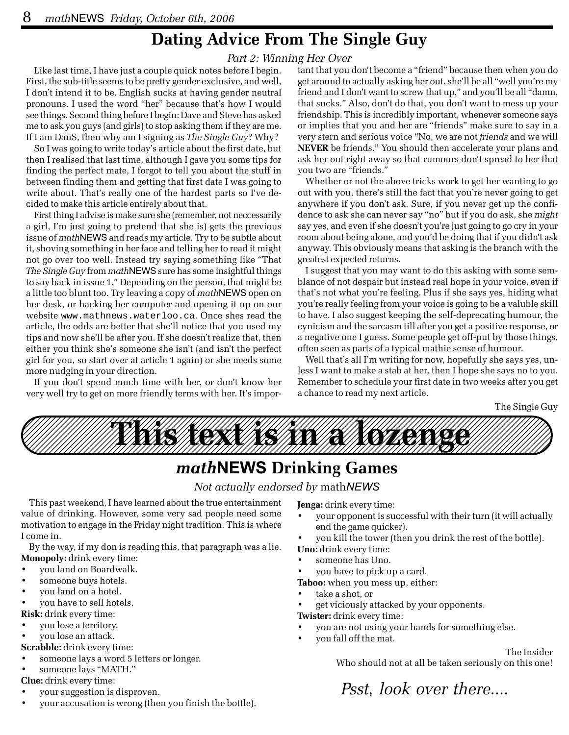# Dating Advice From The Single Guy

*Part 2: Winning Her Over*

Like last time, I have just a couple quick notes before I begin. First, the sub-title seems to be pretty gender exclusive, and well, I don't intend it to be. English sucks at having gender neutral pronouns. I used the word "her" because that's how I would see things. Second thing before I begin: Dave and Steve has asked me to ask you guys (and girls) to stop asking them if they are me. If I am DanS, then why am I signing as *The Single Guy*? Why?

So I was going to write today's article about the first date, but then I realised that last time, although I gave you some tips for finding the perfect mate, I forgot to tell you about the stuff in between finding them and getting that first date I was going to write about. That's really one of the hardest parts so I've decided to make this article entirely about that.

First thing I advise is make sure she (remember, not neccessarily a girl, I'm just going to pretend that she is) gets the previous issue of *math*NEWS and reads my article. Try to be subtle about it, shoving something in her face and telling her to read it might not go over too well. Instead try saying something like "That *The Single Guy* from *math*NEWS sure has some insightful things to say back in issue 1." Depending on the person, that might be a little too blunt too. Try leaving a copy of *math*NEWS open on her desk, or hacking her computer and opening it up on our website `www.mathnews.waterloo.ca`. Once shes read the article, the odds are better that she'll notice that you used my tips and now she'll be after you. If she doesn't realize that, then either you think she's someone she isn't (and isn't the perfect girl for you, so start over at article 1 again) or she needs some more nudging in your direction.

If you don't spend much time with her, or don't know her very well try to get on more friendly terms with her. It's important that you don't become a "friend" because then when you do get around to actually asking her out, she'll be all "well you're my friend and I don't want to screw that up," and you'll be all "damn, that sucks." Also, don't do that, you don't want to mess up your friendship. This is incredibly important, whenever someone says or implies that you and her are "friends" make sure to say in a very stern and serious voice "No, we are not *friends* and we will **NEVER** be friends." You should then accelerate your plans and ask her out right away so that rumours don't spread to her that you two are "friends."

Whether or not the above tricks work to get her wanting to go out with you, there's still the fact that you're never going to get anywhere if you don't ask. Sure, if you never get up the confidence to ask she can never say "no" but if you do ask, she *might* say yes, and even if she doesn't you're just going to go cry in your room about being alone, and you'd be doing that if you didn't ask anyway. This obviously means that asking is the branch with the greatest expected returns.

I suggest that you may want to do this asking with some semblance of not despair but instead real hope in your voice, even if that's not what you're feeling. Plus if she says yes, hiding what you're really feeling from your voice is going to be a valuble skill to have. I also suggest keeping the self-deprecating humour, the cynicism and the sarcasm till after you get a positive response, or a negative one I guess. Some people get off-put by those things, often seen as parts of a typical mathie sense of humour.

Well that's all I'm writing for now, hopefully she says yes, unless I want to make a stab at her, then I hope she says no to you. Remember to schedule your first date in two weeks after you get a chance to read my next article.

The Single Guy

**This text is in a lozenge**

# *math*NEWS Drinking Games

*Not actually endorsed by math*NEWS

This past weekend, I have learned about the true entertainment value of drinking. However, some very sad people need some motivation to engage in the Friday night tradition. This is where I come in.

By the way, if my don is reading this, that paragraph was a lie.

**Monopoly:** drink every time:

- you land on Boardwalk.
- someone buys hotels.
- you land on a hotel.
- you have to sell hotels.

**Risk:** drink every time:

- you lose a territory.
- you lose an attack.

**Scrabble:** drink every time:

- someone lays a word 5 letters or longer.
- someone lays "MATH."

**Clue:** drink every time:

- your suggestion is disproven.
- your accusation is wrong (then you finish the bottle).

**Jenga:** drink every time:

- your opponent is successful with their turn (it will actually end the game quicker).
- you kill the tower (then you drink the rest of the bottle).

**Uno:** drink every time:

- someone has Uno.
- you have to pick up a card.

**Taboo:** when you mess up, either:

- take a shot, or
- get viciously attacked by your opponents.

**Twister:** drink every time:

- you are not using your hands for something else.
- you fall off the mat.

The Insider
Who should not at all be taken seriously on this one!

*Psst, look over there....*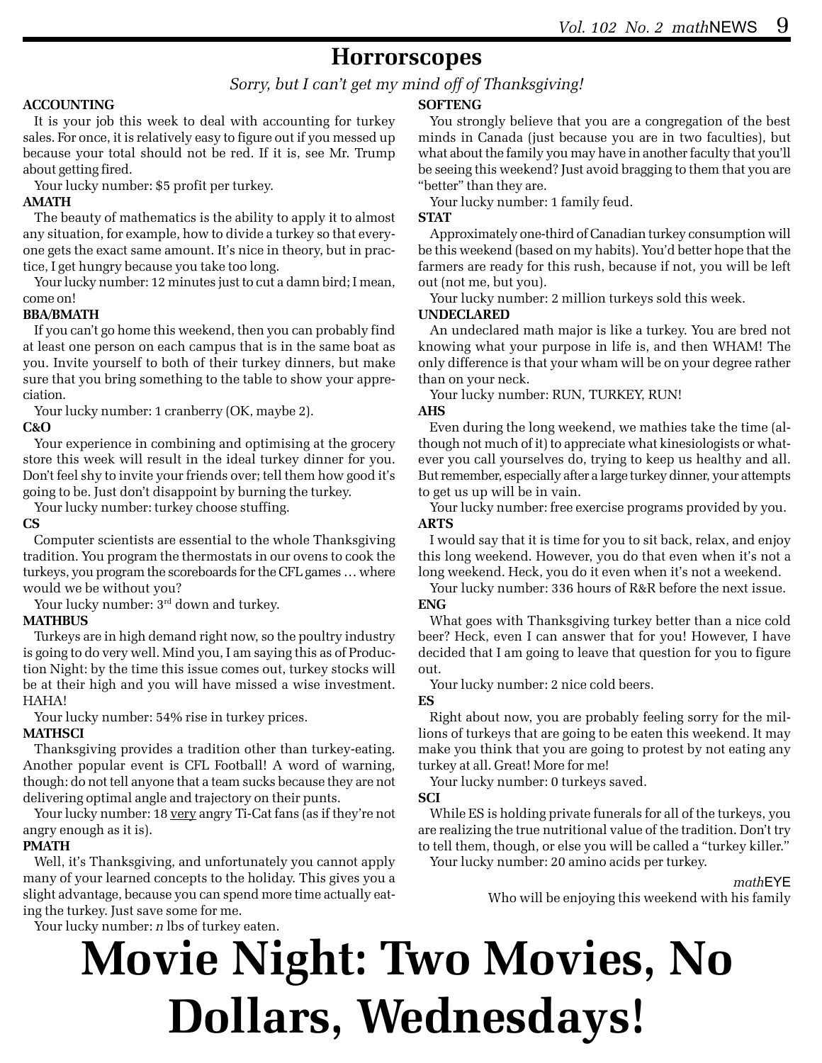# Horrorscopes

*Sorry, but I can't get my mind off of Thanksgiving!*

**ACCOUNTING**

It is your job this week to deal with accounting for turkey sales. For once, it is relatively easy to figure out if you messed up because your total should not be red. If it is, see Mr. Trump about getting fired.

Your lucky number: $5 profit per turkey.

**AMATH**

The beauty of mathematics is the ability to apply it to almost any situation, for example, how to divide a turkey so that everyone gets the exact same amount. It's nice in theory, but in practice, I get hungry because you take too long.

Your lucky number: 12 minutes just to cut a damn bird; I mean, come on!

**BBA/BMATH**

If you can't go home this weekend, then you can probably find at least one person on each campus that is in the same boat as you. Invite yourself to both of their turkey dinners, but make sure that you bring something to the table to show your appreciation.

Your lucky number: 1 cranberry (OK, maybe 2).

**C&O**

Your experience in combining and optimising at the grocery store this week will result in the ideal turkey dinner for you. Don't feel shy to invite your friends over; tell them how good it's going to be. Just don't disappoint by burning the turkey.

Your lucky number: turkey choose stuffing.

**CS**

Computer scientists are essential to the whole Thanksgiving tradition. You program the thermostats in our ovens to cook the turkeys, you program the scoreboards for the CFL games … where would we be without you?

Your lucky number: 3rd down and turkey.

**MATHBUS**

Turkeys are in high demand right now, so the poultry industry is going to do very well. Mind you, I am saying this as of Production Night: by the time this issue comes out, turkey stocks will be at their high and you will have missed a wise investment. HAHA!

Your lucky number: 54% rise in turkey prices.

**MATHSCI**

Thanksgiving provides a tradition other than turkey-eating. Another popular event is CFL Football! A word of warning, though: do not tell anyone that a team sucks because they are not delivering optimal angle and trajectory on their punts.

Your lucky number: 18 <u>very</u> angry Ti-Cat fans (as if they're not angry enough as it is).

**PMATH**

Well, it's Thanksgiving, and unfortunately you cannot apply many of your learned concepts to the holiday. This gives you a slight advantage, because you can spend more time actually eating the turkey. Just save some for me.

Your lucky number: $n$ lbs of turkey eaten.

**SOFTENG**

You strongly believe that you are a congregation of the best minds in Canada (just because you are in two faculties), but what about the family you may have in another faculty that you'll be seeing this weekend? Just avoid bragging to them that you are "better" than they are.

Your lucky number: 1 family feud.

**STAT**

Approximately one-third of Canadian turkey consumption will be this weekend (based on my habits). You'd better hope that the farmers are ready for this rush, because if not, you will be left out (not me, but you).

Your lucky number: 2 million turkeys sold this week.

**UNDECLARED**

An undeclared math major is like a turkey. You are bred not knowing what your purpose in life is, and then WHAM! The only difference is that your wham will be on your degree rather than on your neck.

Your lucky number: RUN, TURKEY, RUN!

**AHS**

Even during the long weekend, we mathies take the time (although not much of it) to appreciate what kinesiologists or whatever you call yourselves do, trying to keep us healthy and all. But remember, especially after a large turkey dinner, your attempts to get us up will be in vain.

Your lucky number: free exercise programs provided by you.

**ARTS**

I would say that it is time for you to sit back, relax, and enjoy this long weekend. However, you do that even when it's not a long weekend. Heck, you do it even when it's not a weekend.

Your lucky number: 336 hours of R&R before the next issue.

**ENG**

What goes with Thanksgiving turkey better than a nice cold beer? Heck, even I can answer that for you! However, I have decided that I am going to leave that question for you to figure out.

Your lucky number: 2 nice cold beers.

**ES**

Right about now, you are probably feeling sorry for the millions of turkeys that are going to be eaten this weekend. It may make you think that you are going to protest by not eating any turkey at all. Great! More for me!

Your lucky number: 0 turkeys saved.

**SCI**

While ES is holding private funerals for all of the turkeys, you are realizing the true nutritional value of the tradition. Don't try to tell them, though, or else you will be called a "turkey killer."

Your lucky number: 20 amino acids per turkey.

*math*EYE
Who will be enjoying this weekend with his family

# Movie Night: Two Movies, No Dollars, Wednesdays!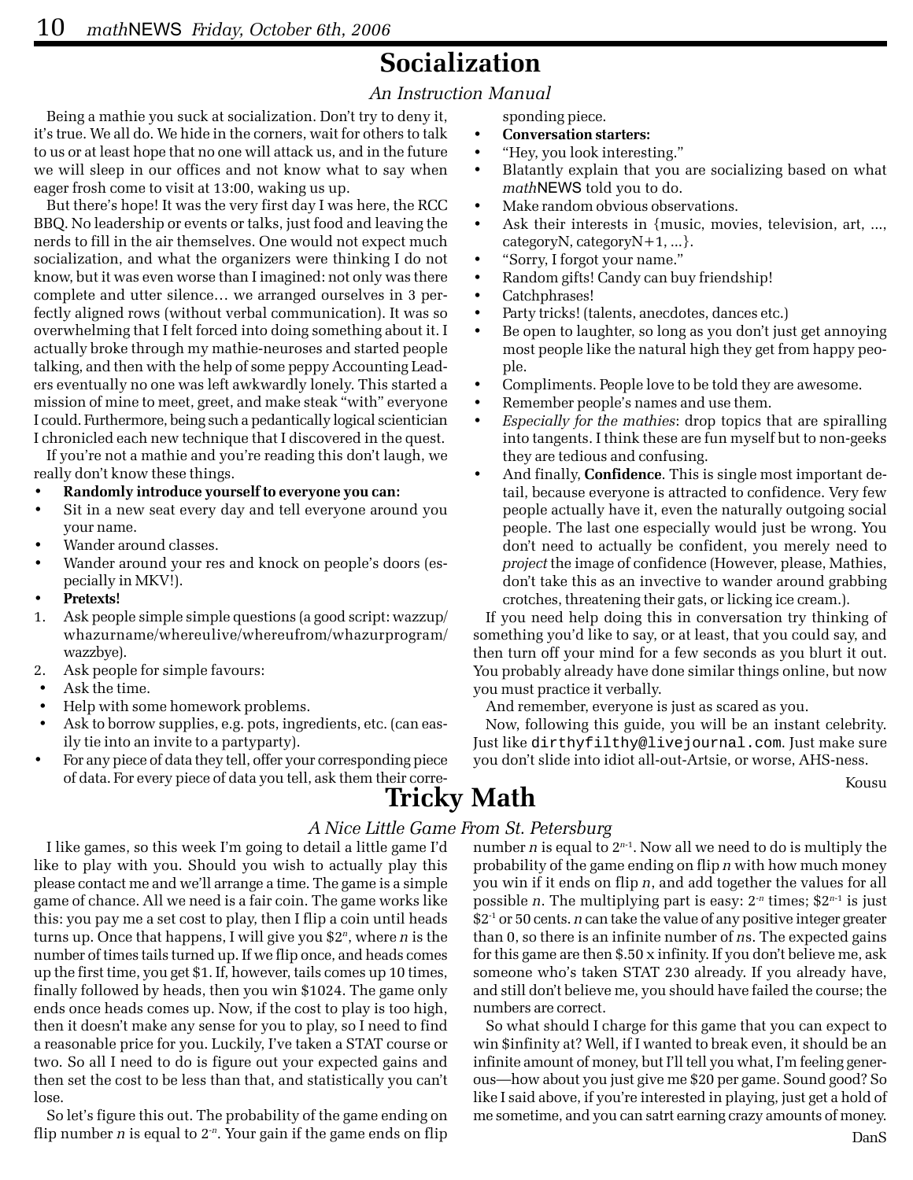# Socialization

*An Instruction Manual*

Being a mathie you suck at socialization. Don't try to deny it, it's true. We all do. We hide in the corners, wait for others to talk to us or at least hope that no one will attack us, and in the future we will sleep in our offices and not know what to say when eager frosh come to visit at 13:00, waking us up.

But there's hope! It was the very first day I was here, the RCC BBQ. No leadership or events or talks, just food and leaving the nerds to fill in the air themselves. One would not expect much socialization, and what the organizers were thinking I do not know, but it was even worse than I imagined: not only was there complete and utter silence… we arranged ourselves in 3 perfectly aligned rows (without verbal communication). It was so overwhelming that I felt forced into doing something about it. I actually broke through my mathie-neuroses and started people talking, and then with the help of some peppy Accounting Leaders eventually no one was left awkwardly lonely. This started a mission of mine to meet, greet, and make steak "with" everyone I could. Furthermore, being such a pedantically logical scientician I chronicled each new technique that I discovered in the quest.

If you're not a mathie and you're reading this don't laugh, we really don't know these things.

- **Randomly introduce yourself to everyone you can:**
- Sit in a new seat every day and tell everyone around you your name.
- Wander around classes.
- Wander around your res and knock on people's doors (especially in MKV!).
- **Pretexts!**

1. Ask people simple simple questions (a good script: wazzup/whazurname/whereulive/whereufrom/whazurprogram/wazzbye).
2. Ask people for simple favours:

- Ask the time.
- Help with some homework problems.
- Ask to borrow supplies, e.g. pots, ingredients, etc. (can easily tie into an invite to a partyparty).
- For any piece of data they tell, offer your corresponding piece of data. For every piece of data you tell, ask them their corresponding piece.
- **Conversation starters:**
- "Hey, you look interesting."
- Blatantly explain that you are socializing based on what *math*NEWS told you to do.
- Make random obvious observations.
- Ask their interests in {music, movies, television, art, ..., categoryN, categoryN+1, ...}.
- "Sorry, I forgot your name."
- Random gifts! Candy can buy friendship!
- Catchphrases!
- Party tricks! (talents, anecdotes, dances etc.)
- Be open to laughter, so long as you don't just get annoying most people like the natural high they get from happy people.
- Compliments. People love to be told they are awesome.
- Remember people's names and use them.
- *Especially for the mathies*: drop topics that are spiralling into tangents. I think these are fun myself but to non-geeks they are tedious and confusing.
- And finally, **Confidence**. This is single most important detail, because everyone is attracted to confidence. Very few people actually have it, even the naturally outgoing social people. The last one especially would just be wrong. You don't need to actually be confident, you merely need to *project* the image of confidence (However, please, Mathies, don't take this as an invective to wander around grabbing crotches, threatening their gats, or licking ice cream.).

If you need help doing this in conversation try thinking of something you'd like to say, or at least, that you could say, and then turn off your mind for a few seconds as you blurt it out. You probably already have done similar things online, but now you must practice it verbally.

And remember, everyone is just as scared as you.

Now, following this guide, you will be an instant celebrity. Just like `dirthyfilthy@livejournal.com`. Just make sure you don't slide into idiot all-out-Artsie, or worse, AHS-ness.

Kousu

# Tricky Math

*A Nice Little Game From St. Petersburg*

I like games, so this week I'm going to detail a little game I'd like to play with you. Should you wish to actually play this please contact me and we'll arrange a time. The game is a simple game of chance. All we need is a fair coin. The game works like this: you pay me a set cost to play, then I flip a coin until heads turns up. Once that happens, I will give you $\$2^n$, where $n$ is the number of times tails turned up. If we flip once, and heads comes up the first time, you get \$1. If, however, tails comes up 10 times, finally followed by heads, then you win \$1024. The game only ends once heads comes up. Now, if the cost to play is too high, then it doesn't make any sense for you to play, so I need to find a reasonable price for you. Luckily, I've taken a STAT course or two. So all I need to do is figure out your expected gains and then set the cost to be less than that, and statistically you can't lose.

So let's figure this out. The probability of the game ending on flip number $n$ is equal to $2^{-n}$. Your gain if the game ends on flip number $n$ is equal to $2^{n-1}$. Now all we need to do is multiply the probability of the game ending on flip $n$ with how much money you win if it ends on flip $n$, and add together the values for all possible $n$. The multiplying part is easy: $2^{-n}$ times; $\$2^{n-1}$ is just $\$2^{-1}$ or 50 cents. $n$ can take the value of any positive integer greater than 0, so there is an infinite number of $n$s. The expected gains for this game are then \$.50 x infinity. If you don't believe me, ask someone who's taken STAT 230 already. If you already have, and still don't believe me, you should have failed the course; the numbers are correct.

So what should I charge for this game that you can expect to win \$infinity at? Well, if I wanted to break even, it should be an infinite amount of money, but I'll tell you what, I'm feeling generous—how about you just give me \$20 per game. Sound good? So like I said above, if you're interested in playing, just get a hold of me sometime, and you can satrt earning crazy amounts of money.

DanS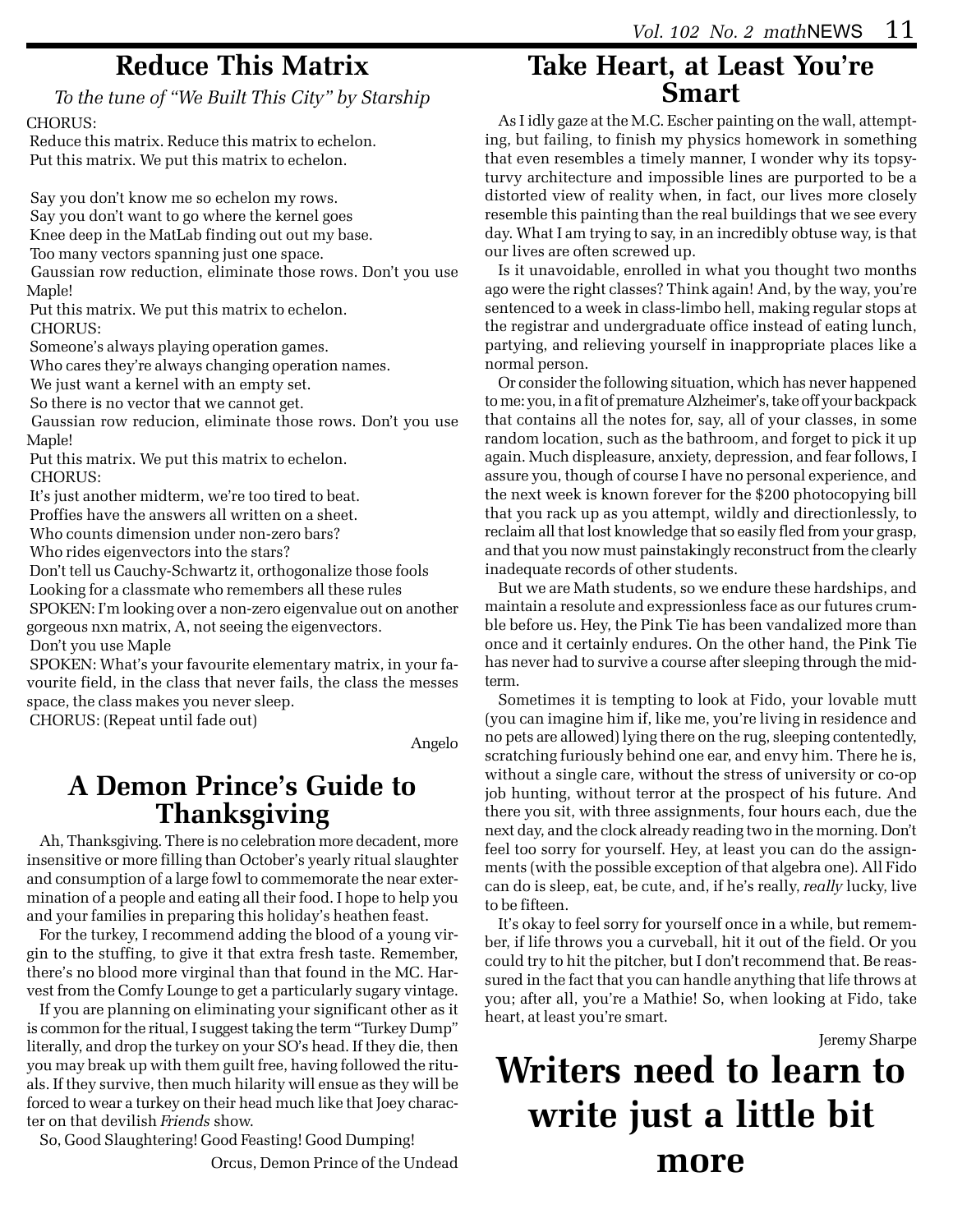## Reduce This Matrix

*To the tune of "We Built This City" by Starship*

CHORUS:
Reduce this matrix. Reduce this matrix to echelon.
Put this matrix. We put this matrix to echelon.

Say you don't know me so echelon my rows.
Say you don't want to go where the kernel goes
Knee deep in the MatLab finding out out my base.
Too many vectors spanning just one space.
Gaussian row reduction, eliminate those rows. Don't you use Maple!
Put this matrix. We put this matrix to echelon.
CHORUS:
Someone's always playing operation games.
Who cares they're always changing operation names.
We just want a kernel with an empty set.
So there is no vector that we cannot get.
Gaussian row reducion, eliminate those rows. Don't you use Maple!
Put this matrix. We put this matrix to echelon.
CHORUS:
It's just another midterm, we're too tired to beat.
Proffies have the answers all written on a sheet.
Who counts dimension under non-zero bars?
Who rides eigenvectors into the stars?
Don't tell us Cauchy-Schwartz it, orthogonalize those fools
Looking for a classmate who remembers all these rules
SPOKEN: I'm looking over a non-zero eigenvalue out on another gorgeous nxn matrix, A, not seeing the eigenvectors.
Don't you use Maple
SPOKEN: What's your favourite elementary matrix, in your favourite field, in the class that never fails, the class the messes space, the class makes you never sleep.
CHORUS: (Repeat until fade out)

Angelo

## A Demon Prince's Guide to Thanksgiving

Ah, Thanksgiving. There is no celebration more decadent, more insensitive or more filling than October's yearly ritual slaughter and consumption of a large fowl to commemorate the near extermination of a people and eating all their food. I hope to help you and your families in preparing this holiday's heathen feast.

For the turkey, I recommend adding the blood of a young virgin to the stuffing, to give it that extra fresh taste. Remember, there's no blood more virginal than that found in the MC. Harvest from the Comfy Lounge to get a particularly sugary vintage.

If you are planning on eliminating your significant other as it is common for the ritual, I suggest taking the term "Turkey Dump" literally, and drop the turkey on your SO's head. If they die, then you may break up with them guilt free, having followed the rituals. If they survive, then much hilarity will ensue as they will be forced to wear a turkey on their head much like that Joey character on that devilish *Friends* show.

So, Good Slaughtering! Good Feasting! Good Dumping!

Orcus, Demon Prince of the Undead

## Take Heart, at Least You're Smart

As I idly gaze at the M.C. Escher painting on the wall, attempting, but failing, to finish my physics homework in something that even resembles a timely manner, I wonder why its topsy-turvy architecture and impossible lines are purported to be a distorted view of reality when, in fact, our lives more closely resemble this painting than the real buildings that we see every day. What I am trying to say, in an incredibly obtuse way, is that our lives are often screwed up.

Is it unavoidable, enrolled in what you thought two months ago were the right classes? Think again! And, by the way, you're sentenced to a week in class-limbo hell, making regular stops at the registrar and undergraduate office instead of eating lunch, partying, and relieving yourself in inappropriate places like a normal person.

Or consider the following situation, which has never happened to me: you, in a fit of premature Alzheimer's, take off your backpack that contains all the notes for, say, all of your classes, in some random location, such as the bathroom, and forget to pick it up again. Much displeasure, anxiety, depression, and fear follows, I assure you, though of course I have no personal experience, and the next week is known forever for the $200 photocopying bill that you rack up as you attempt, wildly and directionlessly, to reclaim all that lost knowledge that so easily fled from your grasp, and that you now must painstakingly reconstruct from the clearly inadequate records of other students.

But we are Math students, so we endure these hardships, and maintain a resolute and expressionless face as our futures crumble before us. Hey, the Pink Tie has been vandalized more than once and it certainly endures. On the other hand, the Pink Tie has never had to survive a course after sleeping through the midterm.

Sometimes it is tempting to look at Fido, your lovable mutt (you can imagine him if, like me, you're living in residence and no pets are allowed) lying there on the rug, sleeping contentedly, scratching furiously behind one ear, and envy him. There he is, without a single care, without the stress of university or co-op job hunting, without terror at the prospect of his future. And there you sit, with three assignments, four hours each, due the next day, and the clock already reading two in the morning. Don't feel too sorry for yourself. Hey, at least you can do the assignments (with the possible exception of that algebra one). All Fido can do is sleep, eat, be cute, and, if he's really, *really* lucky, live to be fifteen.

It's okay to feel sorry for yourself once in a while, but remember, if life throws you a curveball, hit it out of the field. Or you could try to hit the pitcher, but I don't recommend that. Be reassured in the fact that you can handle anything that life throws at you; after all, you're a Mathie! So, when looking at Fido, take heart, at least you're smart.

Jeremy Sharpe

# Writers need to learn to write just a little bit more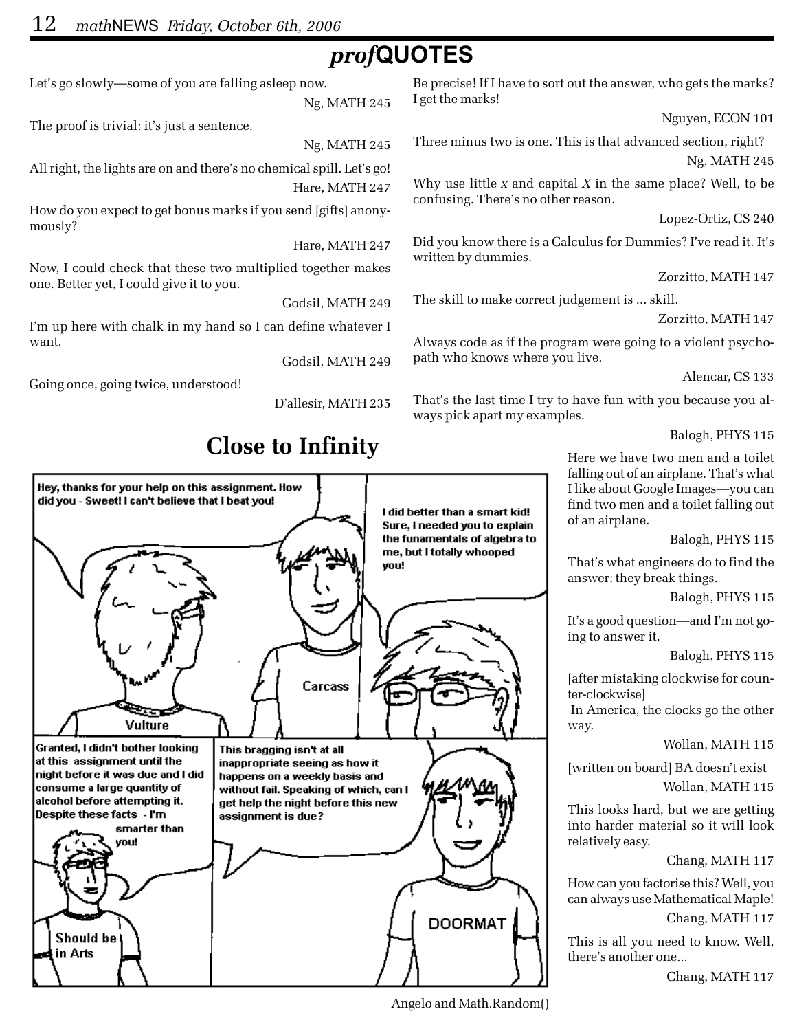# *prof*QUOTES

Let's go slowly—some of you are falling asleep now.

Ng, MATH 245

The proof is trivial: it's just a sentence.

Ng, MATH 245

All right, the lights are on and there's no chemical spill. Let's go!

Hare, MATH 247

How do you expect to get bonus marks if you send [gifts] anonymously?

Hare, MATH 247

Now, I could check that these two multiplied together makes one. Better yet, I could give it to you.

Godsil, MATH 249

I'm up here with chalk in my hand so I can define whatever I want.

Godsil, MATH 249

Going once, going twice, understood!

D'allesir, MATH 235

Be precise! If I have to sort out the answer, who gets the marks? I get the marks!

Nguyen, ECON 101

Three minus two is one. This is that advanced section, right?

Ng, MATH 245

Why use little *x* and capital *X* in the same place? Well, to be confusing. There's no other reason.

Lopez-Ortiz, CS 240

Did you know there is a Calculus for Dummies? I've read it. It's written by dummies.

Zorzitto, MATH 147

The skill to make correct judgement is ... skill.

Zorzitto, MATH 147

Always code as if the program were going to a violent psychopath who knows where you live.

Alencar, CS 133

That's the last time I try to have fun with you because you always pick apart my examples.

Balogh, PHYS 115

Here we have two men and a toilet falling out of an airplane. That's what I like about Google Images—you can find two men and a toilet falling out of an airplane.

Balogh, PHYS 115

That's what engineers do to find the answer: they break things.

Balogh, PHYS 115

It's a good question—and I'm not going to answer it.

Balogh, PHYS 115

[after mistaking clockwise for counter-clockwise]
In America, the clocks go the other way.

Wollan, MATH 115

[written on board] BA doesn't exist

Wollan, MATH 115

This looks hard, but we are getting into harder material so it will look relatively easy.

Chang, MATH 117

How can you factorise this? Well, you can always use Mathematical Maple!

Chang, MATH 117

This is all you need to know. Well, there's another one...

Chang, MATH 117

## Close to Infinity

Vulture: Hey, thanks for your help on this assignment. How did you - Sweet! I can't believe that I beat you!

Carcass: I did better than a smart kid! Sure, I needed you to explain the funamentals of algebra to me, but I totally whooped you!

Should be in Arts: Granted, I didn't bother looking at this assignment until the night before it was due and I did consume a large quantity of alcohol before attempting it. Despite these facts - I'm smarter than you!

DOORMAT: This bragging isn't at all inappropriate seeing as how it happens on a weekly basis and without fail. Speaking of which, can I get help the night before this new assignment is due?

Angelo and Math.Random()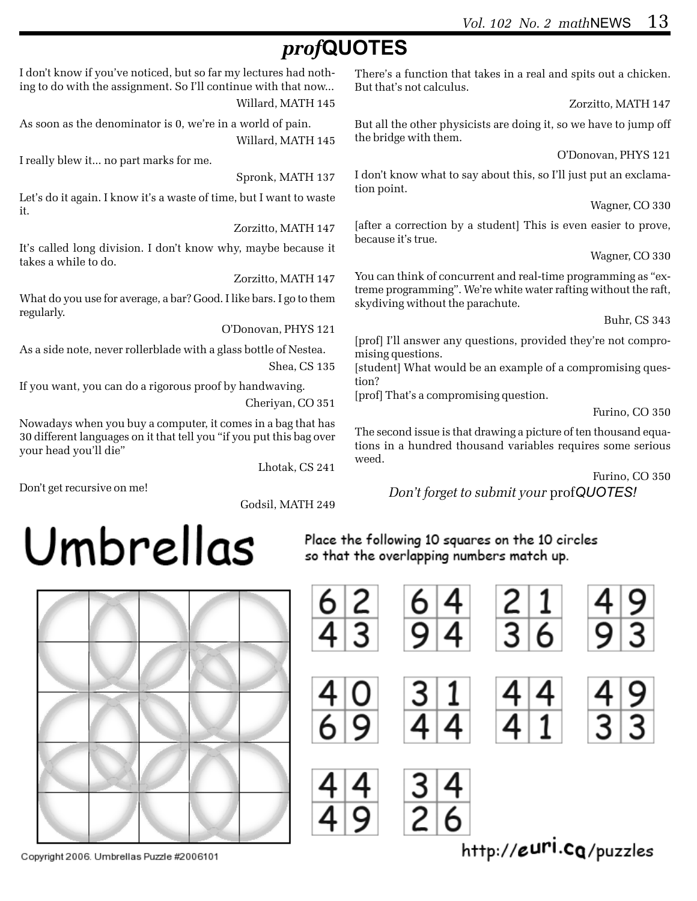# *prof*QUOTES

I don't know if you've noticed, but so far my lectures had nothing to do with the assignment. So I'll continue with that now...

Willard, MATH 145

As soon as the denominator is 0, we're in a world of pain.

Willard, MATH 145

I really blew it... no part marks for me.

Spronk, MATH 137

Let's do it again. I know it's a waste of time, but I want to waste it.

Zorzitto, MATH 147

It's called long division. I don't know why, maybe because it takes a while to do.

Zorzitto, MATH 147

What do you use for average, a bar? Good. I like bars. I go to them regularly.

O'Donovan, PHYS 121

As a side note, never rollerblade with a glass bottle of Nestea.

Shea, CS 135

If you want, you can do a rigorous proof by handwaving.

Cheriyan, CO 351

Nowadays when you buy a computer, it comes in a bag that has 30 different languages on it that tell you "if you put this bag over your head you'll die"

Lhotak, CS 241

Don't get recursive on me!

Godsil, MATH 249

There's a function that takes in a real and spits out a chicken. But that's not calculus.

Zorzitto, MATH 147

But all the other physicists are doing it, so we have to jump off the bridge with them.

O'Donovan, PHYS 121

I don't know what to say about this, so I'll just put an exclamation point.

Wagner, CO 330

[after a correction by a student] This is even easier to prove, because it's true.

Wagner, CO 330

You can think of concurrent and real-time programming as "extreme programming". We're white water rafting without the raft, skydiving without the parachute.

Buhr, CS 343

[prof] I'll answer any questions, provided they're not compromising questions.
[student] What would be an example of a compromising question?
[prof] That's a compromising question.

Furino, CO 350

The second issue is that drawing a picture of ten thousand equations in a hundred thousand variables requires some serious weed.

Furino, CO 350

*Don't forget to submit your* prof*QUOTES!*

# Umbrellas

Place the following 10 squares on the 10 circles so that the overlapping numbers match up.

| 6 2 | 6 4 | 2 1 | 4 9 |
|---|---|---|---|
| 4 3 | 9 4 | 3 6 | 9 3 |

| 4 0 | 3 1 | 4 4 | 4 9 |
|---|---|---|---|
| 6 9 | 4 4 | 4 1 | 3 3 |

| 4 4 | 3 4 |
|---|---|
| 4 9 | 2 6 |

Copyright 2006. Umbrellas Puzzle #2006101

http://euri.ca/puzzles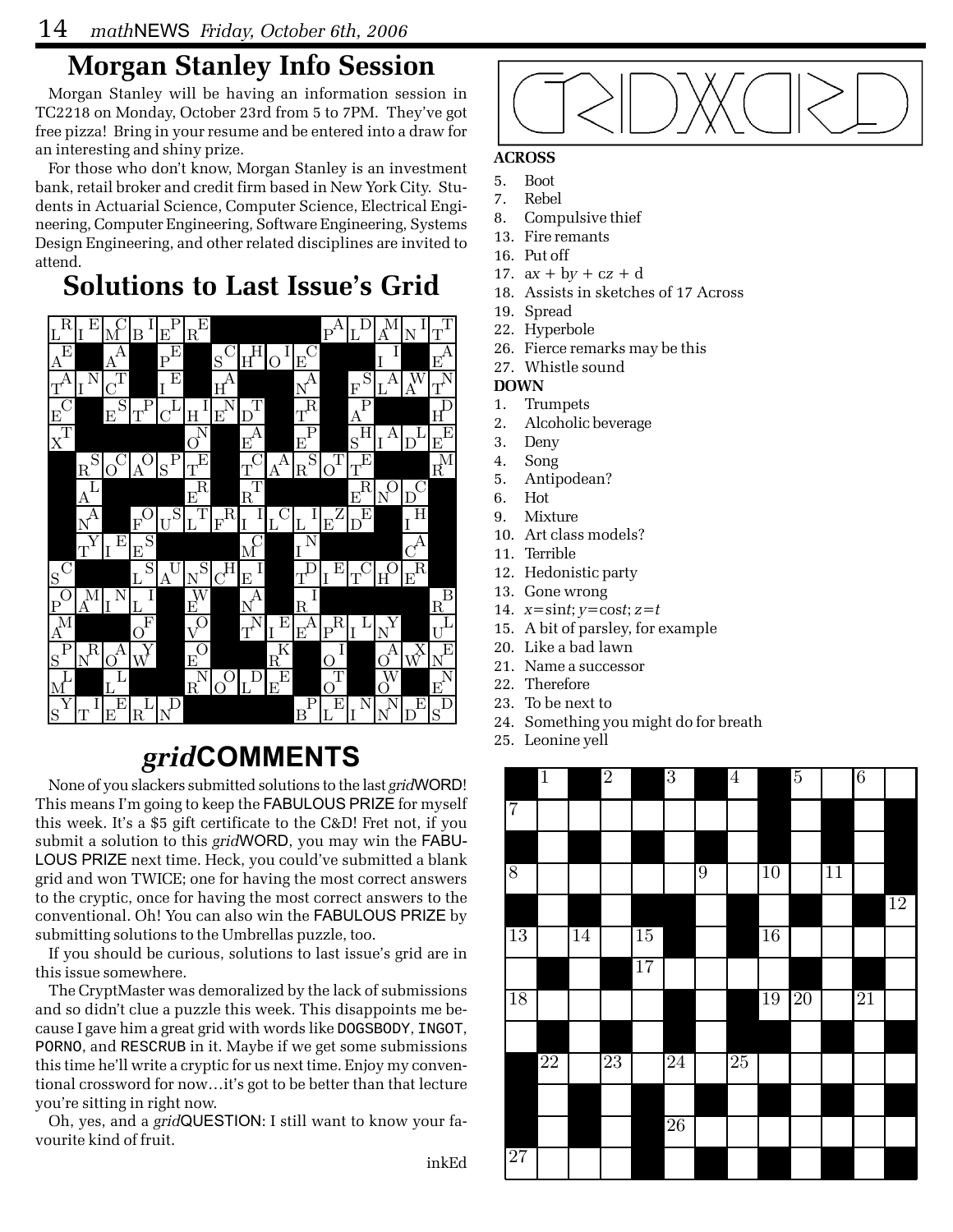## Morgan Stanley Info Session

Morgan Stanley will be having an information session in TC2218 on Monday, October 23rd from 5 to 7PM. They've got free pizza! Bring in your resume and be entered into a draw for an interesting and shiny prize.

For those who don't know, Morgan Stanley is an investment bank, retail broker and credit firm based in New York City. Students in Actuarial Science, Computer Science, Electrical Engineering, Computer Engineering, Software Engineering, Systems Design Engineering, and other related disciplines are invited to attend.

## Solutions to Last Issue's Grid

## *grid*COMMENTS

None of you slackers submitted solutions to the last *grid*WORD! This means I'm going to keep the FABULOUS PRIZE for myself this week. It's a $5 gift certificate to the C&D! Fret not, if you submit a solution to this *grid*WORD, you may win the FABULOUS PRIZE next time. Heck, you could've submitted a blank grid and won TWICE; one for having the most correct answers to the cryptic, once for having the most correct answers to the conventional. Oh! You can also win the FABULOUS PRIZE by submitting solutions to the Umbrellas puzzle, too.

If you should be curious, solutions to last issue's grid are in this issue somewhere.

The CryptMaster was demoralized by the lack of submissions and so didn't clue a puzzle this week. This disappoints me because I gave him a great grid with words like DOGSBODY, INGOT, PORNO, and RESCRUB in it. Maybe if we get some submissions this time he'll write a cryptic for us next time. Enjoy my conventional crossword for now…it's got to be better than that lecture you're sitting in right now.

Oh, yes, and a *grid*QUESTION: I still want to know your favourite kind of fruit.

inkEd

## GRIDWORD

**ACROSS**

5. Boot
7. Rebel
8. Compulsive thief
13. Fire remants
16. Put off
17. $ax + by + cz + d$
18. Assists in sketches of 17 Across
19. Spread
22. Hyperbole
26. Fierce remarks may be this
27. Whistle sound

**DOWN**

1. Trumpets
2. Alcoholic beverage
3. Deny
4. Song
5. Antipodean?
6. Hot
9. Mixture
10. Art class models?
11. Terrible
12. Hedonistic party
13. Gone wrong
14. $x = \sin t$; $y = \cos t$; $z = t$
15. A bit of parsley, for example
20. Like a bad lawn
21. Name a successor
22. Therefore
23. To be next to
24. Something you might do for breath
25. Leonine yell